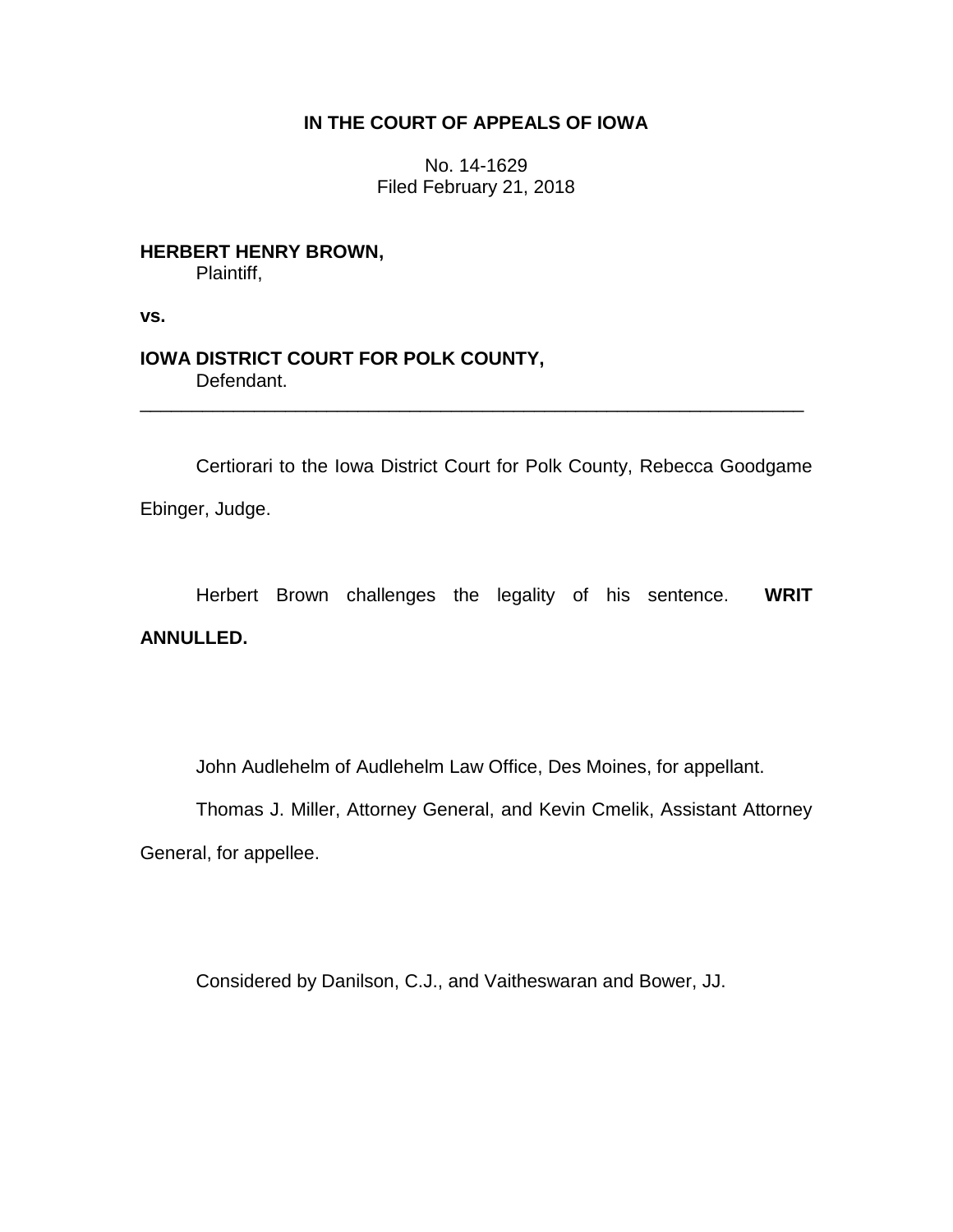**IN THE COURT OF APPEALS OF IOWA**

No. 14-1629
Filed February 21, 2018

**HERBERT HENRY BROWN,**
Plaintiff,

**vs.**

**IOWA DISTRICT COURT FOR POLK COUNTY,**
Defendant.

---

Certiorari to the Iowa District Court for Polk County, Rebecca Goodgame Ebinger, Judge.

Herbert Brown challenges the legality of his sentence. **WRIT ANNULLED.**

John Audlehelm of Audlehelm Law Office, Des Moines, for appellant.

Thomas J. Miller, Attorney General, and Kevin Cmelik, Assistant Attorney General, for appellee.

Considered by Danilson, C.J., and Vaitheswaran and Bower, JJ.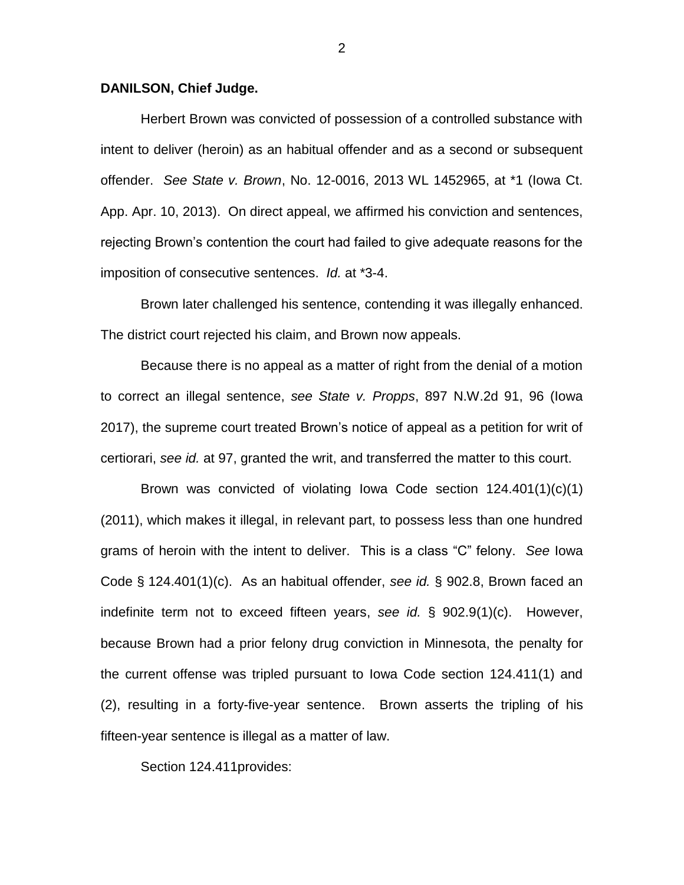**DANILSON, Chief Judge.**

Herbert Brown was convicted of possession of a controlled substance with intent to deliver (heroin) as an habitual offender and as a second or subsequent offender. *See State v. Brown*, No. 12-0016, 2013 WL 1452965, at *1 (Iowa Ct. App. Apr. 10, 2013). On direct appeal, we affirmed his conviction and sentences, rejecting Brown's contention the court had failed to give adequate reasons for the imposition of consecutive sentences. *Id.* at *3-4.

Brown later challenged his sentence, contending it was illegally enhanced. The district court rejected his claim, and Brown now appeals.

Because there is no appeal as a matter of right from the denial of a motion to correct an illegal sentence, *see State v. Propps*, 897 N.W.2d 91, 96 (Iowa 2017), the supreme court treated Brown's notice of appeal as a petition for writ of certiorari, *see id.* at 97, granted the writ, and transferred the matter to this court.

Brown was convicted of violating Iowa Code section 124.401(1)(c)(1) (2011), which makes it illegal, in relevant part, to possess less than one hundred grams of heroin with the intent to deliver. This is a class "C" felony. *See* Iowa Code § 124.401(1)(c). As an habitual offender, *see id.* § 902.8, Brown faced an indefinite term not to exceed fifteen years, *see id.* § 902.9(1)(c). However, because Brown had a prior felony drug conviction in Minnesota, the penalty for the current offense was tripled pursuant to Iowa Code section 124.411(1) and (2), resulting in a forty-five-year sentence. Brown asserts the tripling of his fifteen-year sentence is illegal as a matter of law.

Section 124.411provides: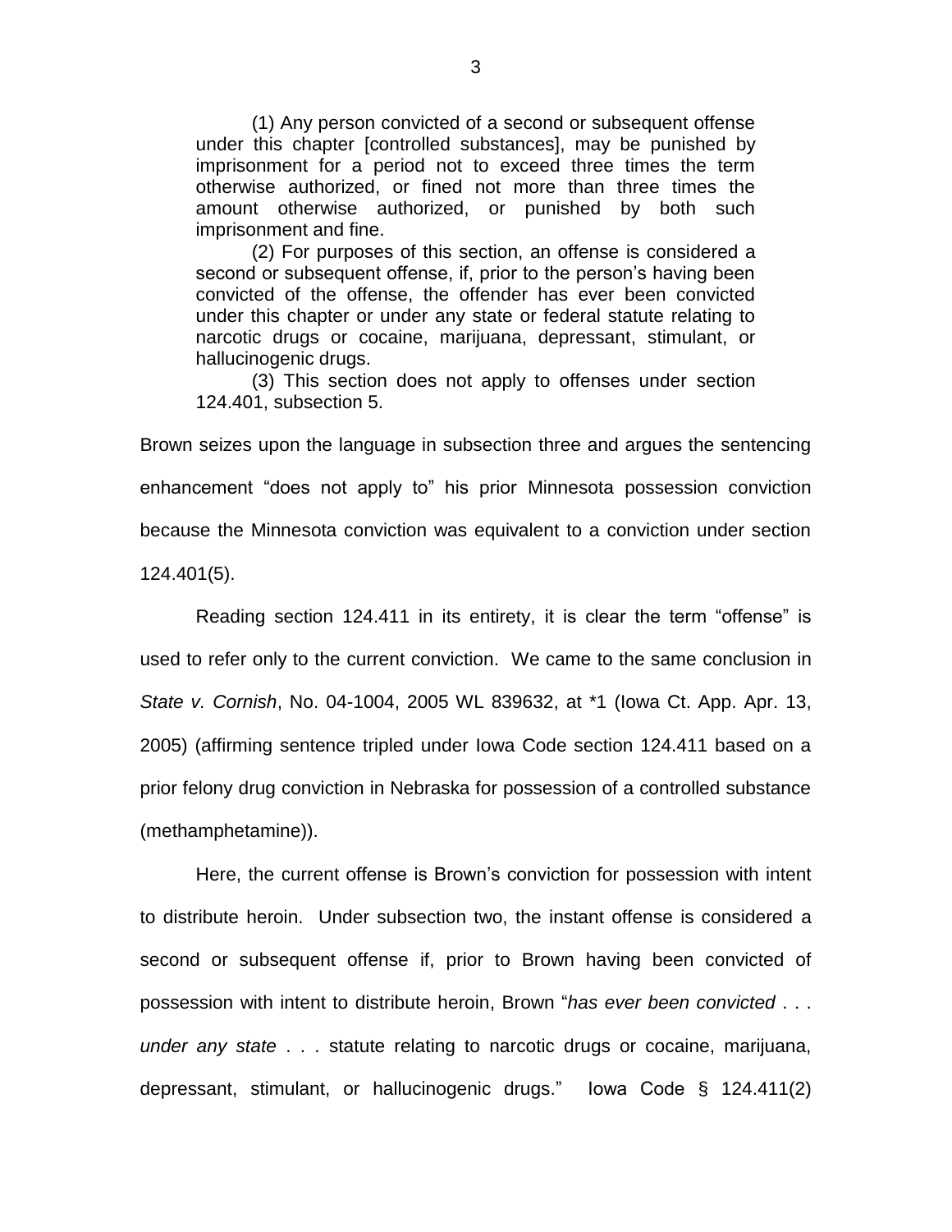> (1) Any person convicted of a second or subsequent offense under this chapter [controlled substances], may be punished by imprisonment for a period not to exceed three times the term otherwise authorized, or fined not more than three times the amount otherwise authorized, or punished by both such imprisonment and fine.
>
> (2) For purposes of this section, an offense is considered a second or subsequent offense, if, prior to the person's having been convicted of the offense, the offender has ever been convicted under this chapter or under any state or federal statute relating to narcotic drugs or cocaine, marijuana, depressant, stimulant, or hallucinogenic drugs.
>
> (3) This section does not apply to offenses under section 124.401, subsection 5.

Brown seizes upon the language in subsection three and argues the sentencing enhancement "does not apply to" his prior Minnesota possession conviction because the Minnesota conviction was equivalent to a conviction under section 124.401(5).

Reading section 124.411 in its entirety, it is clear the term "offense" is used to refer only to the current conviction. We came to the same conclusion in *State v. Cornish*, No. 04-1004, 2005 WL 839632, at *1 (Iowa Ct. App. Apr. 13, 2005) (affirming sentence tripled under Iowa Code section 124.411 based on a prior felony drug conviction in Nebraska for possession of a controlled substance (methamphetamine)).

Here, the current offense is Brown's conviction for possession with intent to distribute heroin. Under subsection two, the instant offense is considered a second or subsequent offense if, prior to Brown having been convicted of possession with intent to distribute heroin, Brown "*has ever been convicted* . . . *under any state* . . . statute relating to narcotic drugs or cocaine, marijuana, depressant, stimulant, or hallucinogenic drugs." Iowa Code § 124.411(2)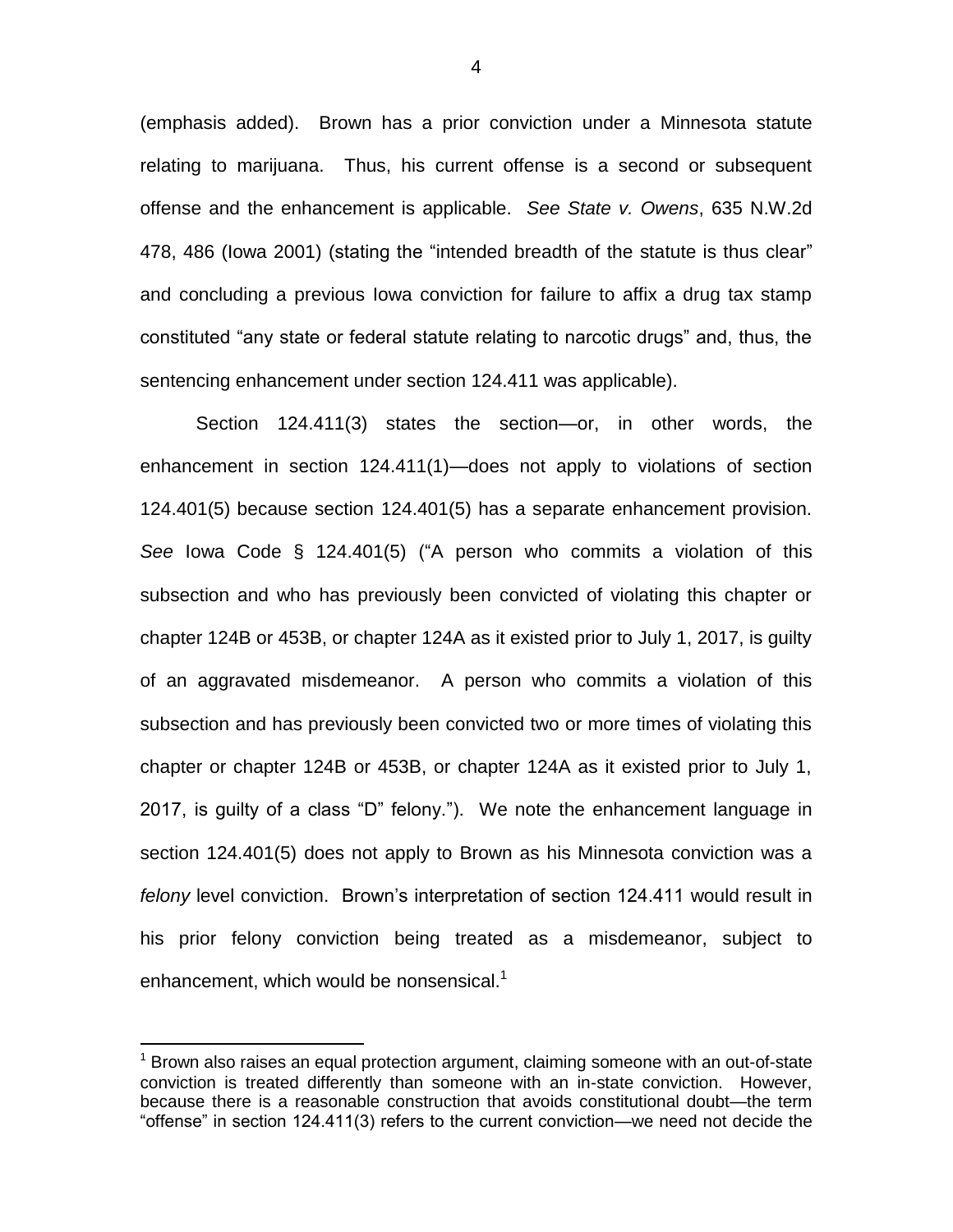(emphasis added). Brown has a prior conviction under a Minnesota statute relating to marijuana. Thus, his current offense is a second or subsequent offense and the enhancement is applicable. *See State v. Owens*, 635 N.W.2d 478, 486 (Iowa 2001) (stating the "intended breadth of the statute is thus clear" and concluding a previous Iowa conviction for failure to affix a drug tax stamp constituted "any state or federal statute relating to narcotic drugs" and, thus, the sentencing enhancement under section 124.411 was applicable).

Section 124.411(3) states the section—or, in other words, the enhancement in section 124.411(1)—does not apply to violations of section 124.401(5) because section 124.401(5) has a separate enhancement provision. *See* Iowa Code § 124.401(5) ("A person who commits a violation of this subsection and who has previously been convicted of violating this chapter or chapter 124B or 453B, or chapter 124A as it existed prior to July 1, 2017, is guilty of an aggravated misdemeanor. A person who commits a violation of this subsection and has previously been convicted two or more times of violating this chapter or chapter 124B or 453B, or chapter 124A as it existed prior to July 1, 2017, is guilty of a class "D" felony."). We note the enhancement language in section 124.401(5) does not apply to Brown as his Minnesota conviction was a *felony* level conviction. Brown's interpretation of section 124.411 would result in his prior felony conviction being treated as a misdemeanor, subject to enhancement, which would be nonsensical.[1]

[1] Brown also raises an equal protection argument, claiming someone with an out-of-state conviction is treated differently than someone with an in-state conviction. However, because there is a reasonable construction that avoids constitutional doubt—the term "offense" in section 124.411(3) refers to the current conviction—we need not decide the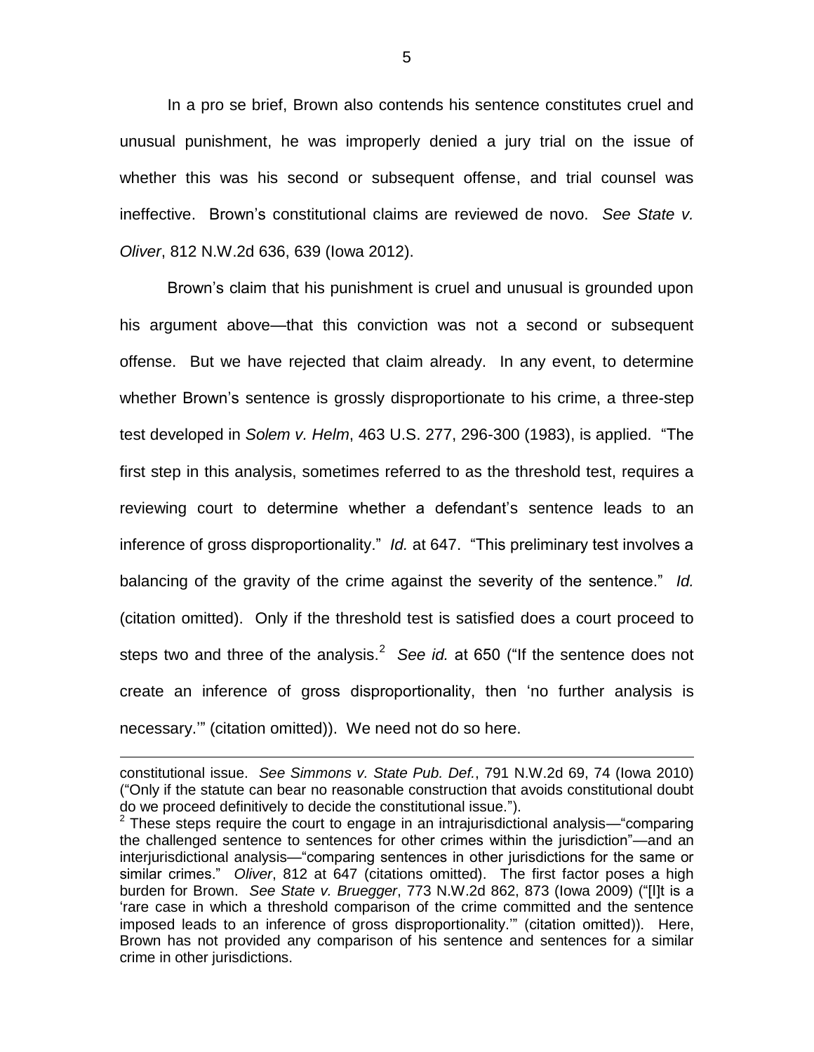In a pro se brief, Brown also contends his sentence constitutes cruel and unusual punishment, he was improperly denied a jury trial on the issue of whether this was his second or subsequent offense, and trial counsel was ineffective. Brown's constitutional claims are reviewed de novo. *See State v. Oliver*, 812 N.W.2d 636, 639 (Iowa 2012).

Brown's claim that his punishment is cruel and unusual is grounded upon his argument above—that this conviction was not a second or subsequent offense. But we have rejected that claim already. In any event, to determine whether Brown's sentence is grossly disproportionate to his crime, a three-step test developed in *Solem v. Helm*, 463 U.S. 277, 296-300 (1983), is applied. "The first step in this analysis, sometimes referred to as the threshold test, requires a reviewing court to determine whether a defendant's sentence leads to an inference of gross disproportionality." *Id.* at 647. "This preliminary test involves a balancing of the gravity of the crime against the severity of the sentence." *Id.* (citation omitted). Only if the threshold test is satisfied does a court proceed to steps two and three of the analysis.[2] *See id.* at 650 ("If the sentence does not create an inference of gross disproportionality, then 'no further analysis is necessary.'" (citation omitted)). We need not do so here.

---

constitutional issue. *See Simmons v. State Pub. Def.*, 791 N.W.2d 69, 74 (Iowa 2010) ("Only if the statute can bear no reasonable construction that avoids constitutional doubt do we proceed definitively to decide the constitutional issue.").

[2] These steps require the court to engage in an intrajurisdictional analysis—"comparing the challenged sentence to sentences for other crimes within the jurisdiction"—and an interjurisdictional analysis—"comparing sentences in other jurisdictions for the same or similar crimes." *Oliver*, 812 at 647 (citations omitted). The first factor poses a high burden for Brown. *See State v. Bruegger*, 773 N.W.2d 862, 873 (Iowa 2009) ("[I]t is a 'rare case in which a threshold comparison of the crime committed and the sentence imposed leads to an inference of gross disproportionality.'" (citation omitted)). Here, Brown has not provided any comparison of his sentence and sentences for a similar crime in other jurisdictions.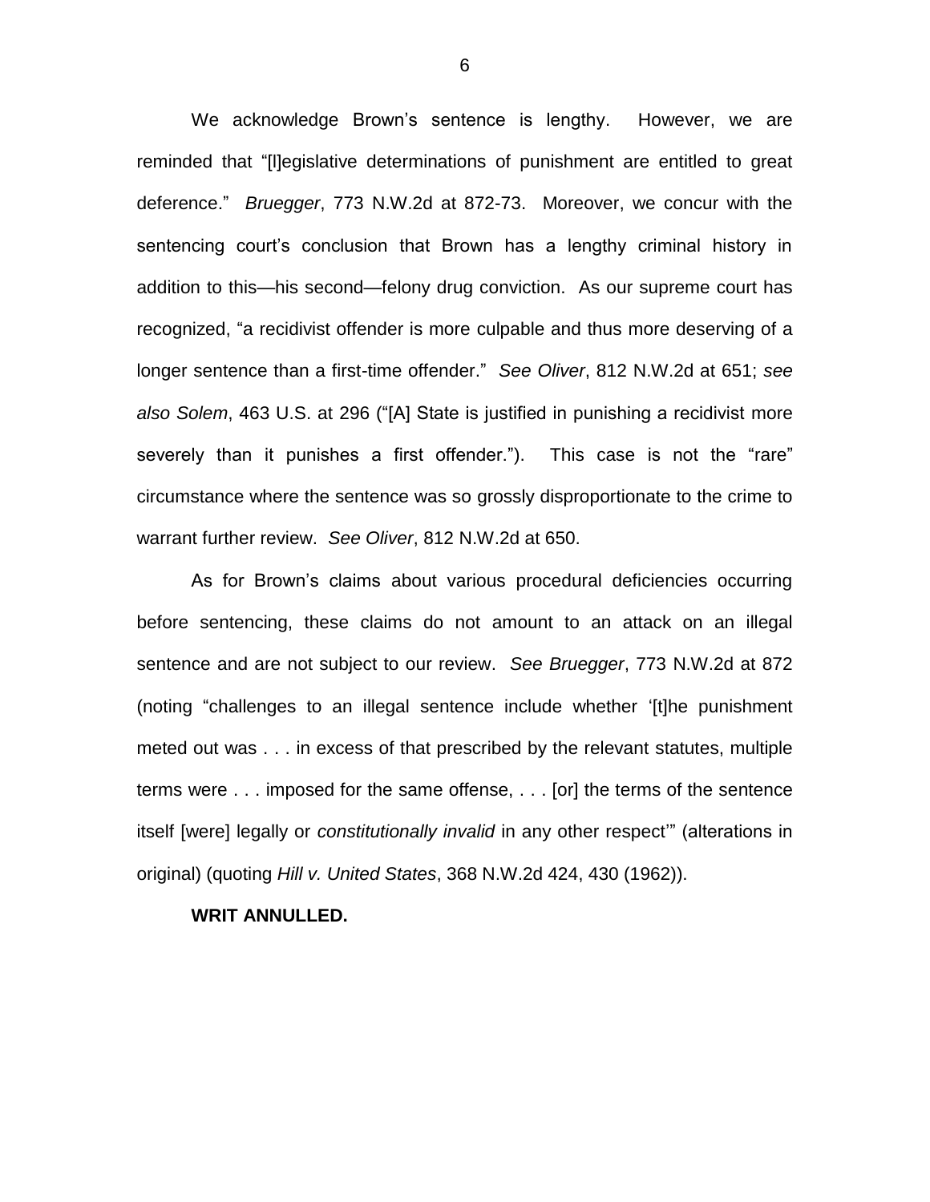We acknowledge Brown's sentence is lengthy. However, we are reminded that "[l]egislative determinations of punishment are entitled to great deference." *Bruegger*, 773 N.W.2d at 872-73. Moreover, we concur with the sentencing court's conclusion that Brown has a lengthy criminal history in addition to this—his second—felony drug conviction. As our supreme court has recognized, "a recidivist offender is more culpable and thus more deserving of a longer sentence than a first-time offender." *See Oliver*, 812 N.W.2d at 651; *see also Solem*, 463 U.S. at 296 ("[A] State is justified in punishing a recidivist more severely than it punishes a first offender."). This case is not the "rare" circumstance where the sentence was so grossly disproportionate to the crime to warrant further review. *See Oliver*, 812 N.W.2d at 650.

As for Brown's claims about various procedural deficiencies occurring before sentencing, these claims do not amount to an attack on an illegal sentence and are not subject to our review. *See Bruegger*, 773 N.W.2d at 872 (noting "challenges to an illegal sentence include whether '[t]he punishment meted out was . . . in excess of that prescribed by the relevant statutes, multiple terms were . . . imposed for the same offense, . . . [or] the terms of the sentence itself [were] legally or *constitutionally invalid* in any other respect'" (alterations in original) (quoting *Hill v. United States*, 368 N.W.2d 424, 430 (1962)).

**WRIT ANNULLED.**